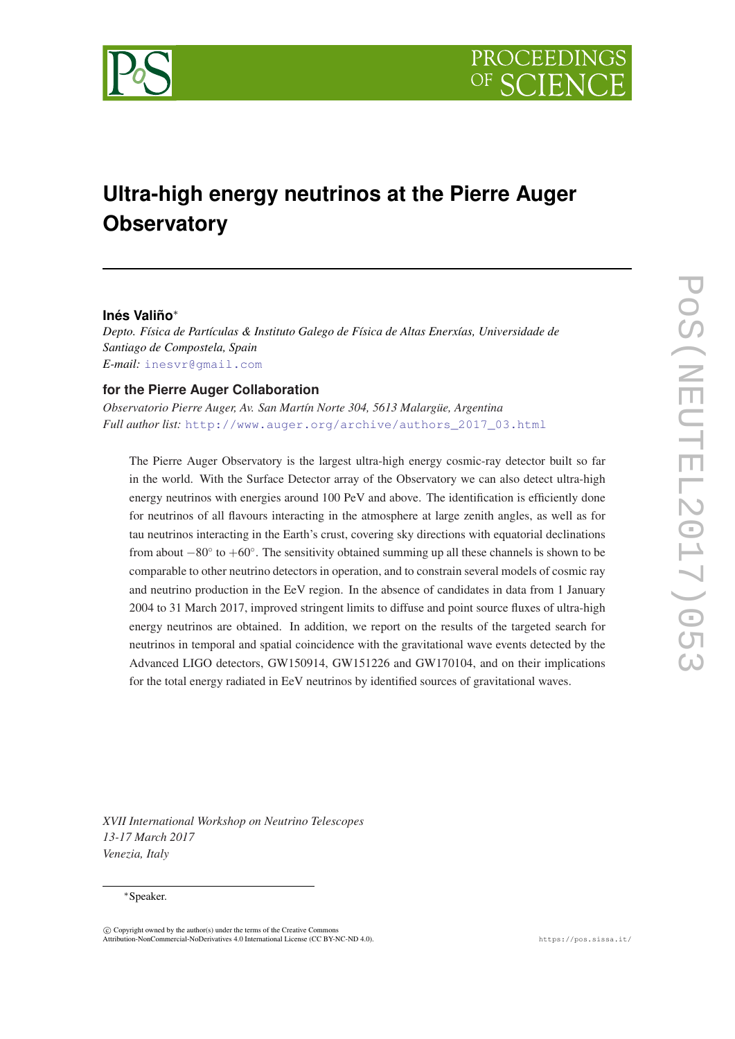# Ultra-high energy neutrinos at the Pierre Auger Observatory

**Inés Valiño***

*Depto. Física de Partículas & Instituto Galego de Física de Altas Enerxías, Universidade de Santiago de Compostela, Spain*

*E-mail:* inesvr@gmail.com

**for the Pierre Auger Collaboration**

*Observatorio Pierre Auger, Av. San Martín Norte 304, 5613 Malargüe, Argentina*

*Full author list:* http://www.auger.org/archive/authors_2017_03.html

The Pierre Auger Observatory is the largest ultra-high energy cosmic-ray detector built so far in the world. With the Surface Detector array of the Observatory we can also detect ultra-high energy neutrinos with energies around 100 PeV and above. The identification is efficiently done for neutrinos of all flavours interacting in the atmosphere at large zenith angles, as well as for tau neutrinos interacting in the Earth's crust, covering sky directions with equatorial declinations from about $-80^\circ$ to $+60^\circ$. The sensitivity obtained summing up all these channels is shown to be comparable to other neutrino detectors in operation, and to constrain several models of cosmic ray and neutrino production in the EeV region. In the absence of candidates in data from 1 January 2004 to 31 March 2017, improved stringent limits to diffuse and point source fluxes of ultra-high energy neutrinos are obtained. In addition, we report on the results of the targeted search for neutrinos in temporal and spatial coincidence with the gravitational wave events detected by the Advanced LIGO detectors, GW150914, GW151226 and GW170104, and on their implications for the total energy radiated in EeV neutrinos by identified sources of gravitational waves.

*XVII International Workshop on Neutrino Telescopes*
*13-17 March 2017*
*Venezia, Italy*

*Speaker.

© Copyright owned by the author(s) under the terms of the Creative Commons Attribution-NonCommercial-NoDerivatives 4.0 International License (CC BY-NC-ND 4.0).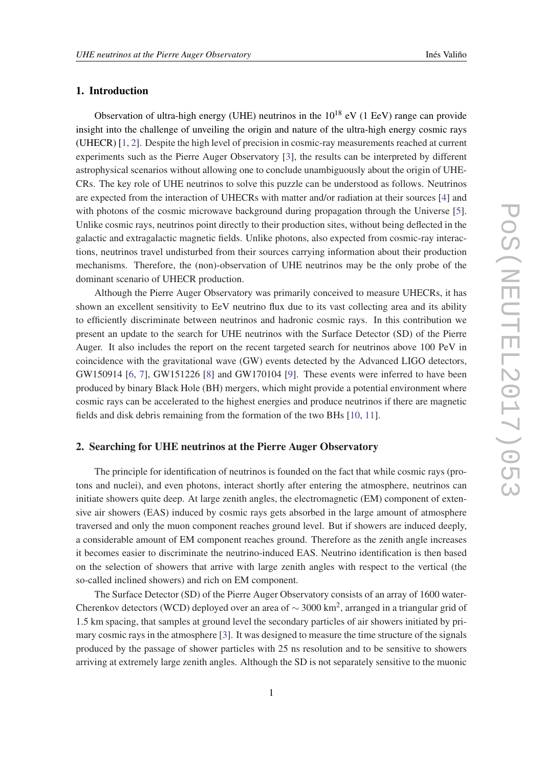## 1. Introduction

Observation of ultra-high energy (UHE) neutrinos in the $10^{18}$ eV (1 EeV) range can provide insight into the challenge of unveiling the origin and nature of the ultra-high energy cosmic rays (UHECR) [1, 2]. Despite the high level of precision in cosmic-ray measurements reached at current experiments such as the Pierre Auger Observatory [3], the results can be interpreted by different astrophysical scenarios without allowing one to conclude unambiguously about the origin of UHECRs. The key role of UHE neutrinos to solve this puzzle can be understood as follows. Neutrinos are expected from the interaction of UHECRs with matter and/or radiation at their sources [4] and with photons of the cosmic microwave background during propagation through the Universe [5]. Unlike cosmic rays, neutrinos point directly to their production sites, without being deflected in the galactic and extragalactic magnetic fields. Unlike photons, also expected from cosmic-ray interactions, neutrinos travel undisturbed from their sources carrying information about their production mechanisms. Therefore, the (non)-observation of UHE neutrinos may be the only probe of the dominant scenario of UHECR production.

Although the Pierre Auger Observatory was primarily conceived to measure UHECRs, it has shown an excellent sensitivity to EeV neutrino flux due to its vast collecting area and its ability to efficiently discriminate between neutrinos and hadronic cosmic rays. In this contribution we present an update to the search for UHE neutrinos with the Surface Detector (SD) of the Pierre Auger. It also includes the report on the recent targeted search for neutrinos above 100 PeV in coincidence with the gravitational wave (GW) events detected by the Advanced LIGO detectors, GW150914 [6, 7], GW151226 [8] and GW170104 [9]. These events were inferred to have been produced by binary Black Hole (BH) mergers, which might provide a potential environment where cosmic rays can be accelerated to the highest energies and produce neutrinos if there are magnetic fields and disk debris remaining from the formation of the two BHs [10, 11].

## 2. Searching for UHE neutrinos at the Pierre Auger Observatory

The principle for identification of neutrinos is founded on the fact that while cosmic rays (protons and nuclei), and even photons, interact shortly after entering the atmosphere, neutrinos can initiate showers quite deep. At large zenith angles, the electromagnetic (EM) component of extensive air showers (EAS) induced by cosmic rays gets absorbed in the large amount of atmosphere traversed and only the muon component reaches ground level. But if showers are induced deeply, a considerable amount of EM component reaches ground. Therefore as the zenith angle increases it becomes easier to discriminate the neutrino-induced EAS. Neutrino identification is then based on the selection of showers that arrive with large zenith angles with respect to the vertical (the so-called inclined showers) and rich on EM component.

The Surface Detector (SD) of the Pierre Auger Observatory consists of an array of 1600 water-Cherenkov detectors (WCD) deployed over an area of $\sim 3000$ km$^2$, arranged in a triangular grid of 1.5 km spacing, that samples at ground level the secondary particles of air showers initiated by primary cosmic rays in the atmosphere [3]. It was designed to measure the time structure of the signals produced by the passage of shower particles with 25 ns resolution and to be sensitive to showers arriving at extremely large zenith angles. Although the SD is not separately sensitive to the muonic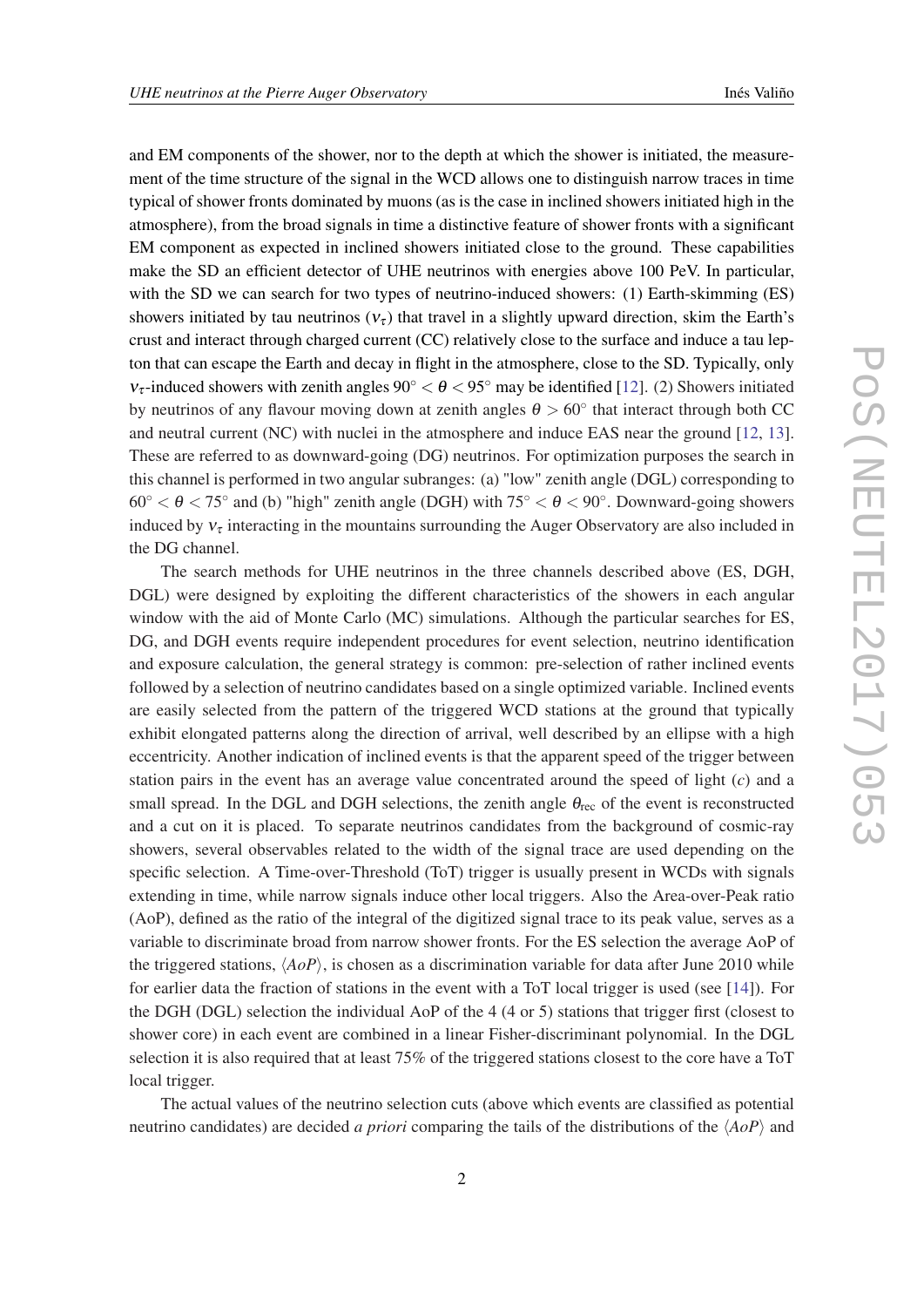and EM components of the shower, nor to the depth at which the shower is initiated, the measurement of the time structure of the signal in the WCD allows one to distinguish narrow traces in time typical of shower fronts dominated by muons (as is the case in inclined showers initiated high in the atmosphere), from the broad signals in time a distinctive feature of shower fronts with a significant EM component as expected in inclined showers initiated close to the ground. These capabilities make the SD an efficient detector of UHE neutrinos with energies above 100 PeV. In particular, with the SD we can search for two types of neutrino-induced showers: (1) Earth-skimming (ES) showers initiated by tau neutrinos ($\nu_\tau$) that travel in a slightly upward direction, skim the Earth's crust and interact through charged current (CC) relatively close to the surface and induce a tau lepton that can escape the Earth and decay in flight in the atmosphere, close to the SD. Typically, only $\nu_\tau$-induced showers with zenith angles $90^\circ < \theta < 95^\circ$ may be identified [12]. (2) Showers initiated by neutrinos of any flavour moving down at zenith angles $\theta > 60^\circ$ that interact through both CC and neutral current (NC) with nuclei in the atmosphere and induce EAS near the ground [12, 13]. These are referred to as downward-going (DG) neutrinos. For optimization purposes the search in this channel is performed in two angular subranges: (a) "low" zenith angle (DGL) corresponding to $60^\circ < \theta < 75^\circ$ and (b) "high" zenith angle (DGH) with $75^\circ < \theta < 90^\circ$. Downward-going showers induced by $\nu_\tau$ interacting in the mountains surrounding the Auger Observatory are also included in the DG channel.

The search methods for UHE neutrinos in the three channels described above (ES, DGH, DGL) were designed by exploiting the different characteristics of the showers in each angular window with the aid of Monte Carlo (MC) simulations. Although the particular searches for ES, DG, and DGH events require independent procedures for event selection, neutrino identification and exposure calculation, the general strategy is common: pre-selection of rather inclined events followed by a selection of neutrino candidates based on a single optimized variable. Inclined events are easily selected from the pattern of the triggered WCD stations at the ground that typically exhibit elongated patterns along the direction of arrival, well described by an ellipse with a high eccentricity. Another indication of inclined events is that the apparent speed of the trigger between station pairs in the event has an average value concentrated around the speed of light ($c$) and a small spread. In the DGL and DGH selections, the zenith angle $\theta_{\rm rec}$ of the event is reconstructed and a cut on it is placed. To separate neutrinos candidates from the background of cosmic-ray showers, several observables related to the width of the signal trace are used depending on the specific selection. A Time-over-Threshold (ToT) trigger is usually present in WCDs with signals extending in time, while narrow signals induce other local triggers. Also the Area-over-Peak ratio (AoP), defined as the ratio of the integral of the digitized signal trace to its peak value, serves as a variable to discriminate broad from narrow shower fronts. For the ES selection the average AoP of the triggered stations, $\langle AoP \rangle$, is chosen as a discrimination variable for data after June 2010 while for earlier data the fraction of stations in the event with a ToT local trigger is used (see [14]). For the DGH (DGL) selection the individual AoP of the 4 (4 or 5) stations that trigger first (closest to shower core) in each event are combined in a linear Fisher-discriminant polynomial. In the DGL selection it is also required that at least 75% of the triggered stations closest to the core have a ToT local trigger.

The actual values of the neutrino selection cuts (above which events are classified as potential neutrino candidates) are decided *a priori* comparing the tails of the distributions of the $\langle AoP \rangle$ and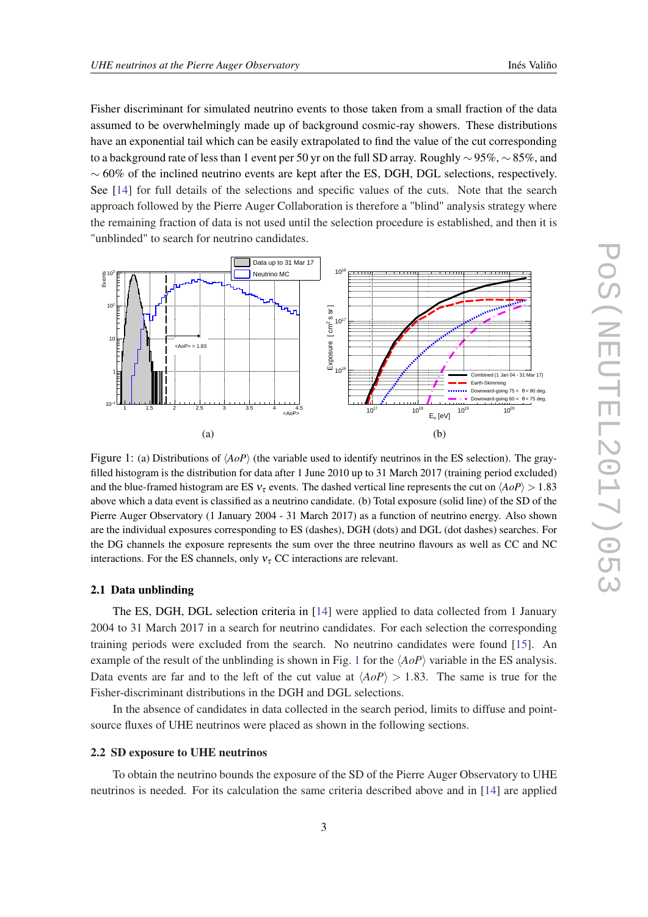Fisher discriminant for simulated neutrino events to those taken from a small fraction of the data assumed to be overwhelmingly made up of background cosmic-ray showers. These distributions have an exponential tail which can be easily extrapolated to find the value of the cut corresponding to a background rate of less than 1 event per 50 yr on the full SD array. Roughly $\sim 95\%$, $\sim 85\%$, and $\sim 60\%$ of the inclined neutrino events are kept after the ES, DGH, DGL selections, respectively. See [14] for full details of the selections and specific values of the cuts. Note that the search approach followed by the Pierre Auger Collaboration is therefore a "blind" analysis strategy where the remaining fraction of data is not used until the selection procedure is established, and then it is "unblinded" to search for neutrino candidates.

Figure 1: (a) Distributions of $\langle AoP \rangle$ (the variable used to identify neutrinos in the ES selection). The gray-filled histogram is the distribution for data after 1 June 2010 up to 31 March 2017 (training period excluded) and the blue-framed histogram are ES $\nu_\tau$ events. The dashed vertical line represents the cut on $\langle AoP \rangle > 1.83$ above which a data event is classified as a neutrino candidate. (b) Total exposure (solid line) of the SD of the Pierre Auger Observatory (1 January 2004 - 31 March 2017) as a function of neutrino energy. Also shown are the individual exposures corresponding to ES (dashes), DGH (dots) and DGL (dot dashes) searches. For the DG channels the exposure represents the sum over the three neutrino flavours as well as CC and NC interactions. For the ES channels, only $\nu_\tau$ CC interactions are relevant.

### 2.1 Data unblinding

The ES, DGH, DGL selection criteria in [14] were applied to data collected from 1 January 2004 to 31 March 2017 in a search for neutrino candidates. For each selection the corresponding training periods were excluded from the search. No neutrino candidates were found [15]. An example of the result of the unblinding is shown in Fig. 1 for the $\langle AoP \rangle$ variable in the ES analysis. Data events are far and to the left of the cut value at $\langle AoP \rangle > 1.83$. The same is true for the Fisher-discriminant distributions in the DGH and DGL selections.

In the absence of candidates in data collected in the search period, limits to diffuse and point-source fluxes of UHE neutrinos were placed as shown in the following sections.

### 2.2 SD exposure to UHE neutrinos

To obtain the neutrino bounds the exposure of the SD of the Pierre Auger Observatory to UHE neutrinos is needed. For its calculation the same criteria described above and in [14] are applied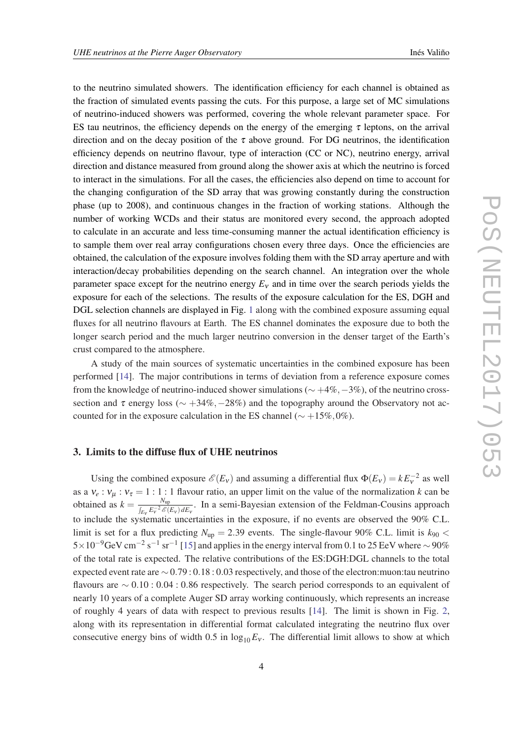to the neutrino simulated showers. The identification efficiency for each channel is obtained as the fraction of simulated events passing the cuts. For this purpose, a large set of MC simulations of neutrino-induced showers was performed, covering the whole relevant parameter space. For ES tau neutrinos, the efficiency depends on the energy of the emerging $\tau$ leptons, on the arrival direction and on the decay position of the $\tau$ above ground. For DG neutrinos, the identification efficiency depends on neutrino flavour, type of interaction (CC or NC), neutrino energy, arrival direction and distance measured from ground along the shower axis at which the neutrino is forced to interact in the simulations. For all the cases, the efficiencies also depend on time to account for the changing configuration of the SD array that was growing constantly during the construction phase (up to 2008), and continuous changes in the fraction of working stations. Although the number of working WCDs and their status are monitored every second, the approach adopted to calculate in an accurate and less time-consuming manner the actual identification efficiency is to sample them over real array configurations chosen every three days. Once the efficiencies are obtained, the calculation of the exposure involves folding them with the SD array aperture and with interaction/decay probabilities depending on the search channel. An integration over the whole parameter space except for the neutrino energy $E_\nu$ and in time over the search periods yields the exposure for each of the selections. The results of the exposure calculation for the ES, DGH and DGL selection channels are displayed in Fig. 1 along with the combined exposure assuming equal fluxes for all neutrino flavours at Earth. The ES channel dominates the exposure due to both the longer search period and the much larger neutrino conversion in the denser target of the Earth's crust compared to the atmosphere.

A study of the main sources of systematic uncertainties in the combined exposure has been performed [14]. The major contributions in terms of deviation from a reference exposure comes from the knowledge of neutrino-induced shower simulations ($\sim +4\%, -3\%$), of the neutrino cross-section and $\tau$ energy loss ($\sim +34\%, -28\%$) and the topography around the Observatory not accounted for in the exposure calculation in the ES channel ($\sim +15\%, 0\%$).

## 3. Limits to the diffuse flux of UHE neutrinos

Using the combined exposure $\mathscr{E}(E_\nu)$ and assuming a differential flux $\Phi(E_\nu) = k E_\nu^{-2}$ as well as a $\nu_e : \nu_\mu : \nu_\tau = 1:1:1$ flavour ratio, an upper limit on the value of the normalization $k$ can be obtained as $k = \frac{N_{\rm up}}{\int_{E_\nu} E_\nu^{-2} \mathscr{E}(E_\nu)\, dE_\nu}$. In a semi-Bayesian extension of the Feldman-Cousins approach to include the systematic uncertainties in the exposure, if no events are observed the 90% C.L. limit is set for a flux predicting $N_{\rm up} = 2.39$ events. The single-flavour 90% C.L. limit is $k_{90} < 5\times10^{-9}\,\mathrm{GeV\,cm^{-2}\,s^{-1}\,sr^{-1}}$ [15] and applies in the energy interval from 0.1 to 25 EeV where $\sim 90\%$ of the total rate is expected. The relative contributions of the ES:DGH:DGL channels to the total expected event rate are $\sim 0.79 : 0.18 : 0.03$ respectively, and those of the electron:muon:tau neutrino flavours are $\sim 0.10 : 0.04 : 0.86$ respectively. The search period corresponds to an equivalent of nearly 10 years of a complete Auger SD array working continuously, which represents an increase of roughly 4 years of data with respect to previous results [14]. The limit is shown in Fig. 2, along with its representation in differential format calculated integrating the neutrino flux over consecutive energy bins of width 0.5 in $\log_{10} E_\nu$. The differential limit allows to show at which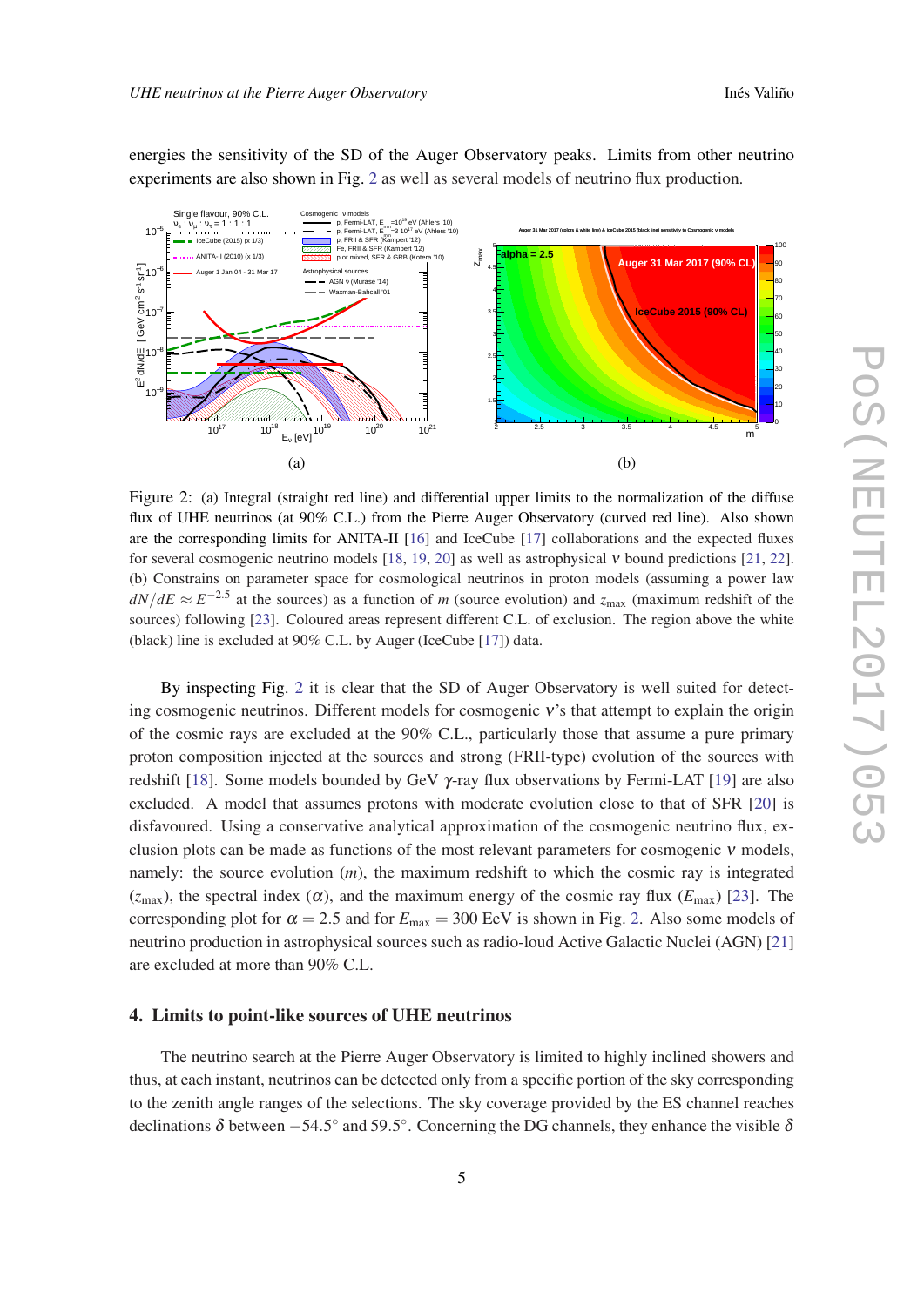energies the sensitivity of the SD of the Auger Observatory peaks. Limits from other neutrino experiments are also shown in Fig. 2 as well as several models of neutrino flux production.

(a)

(b)

Figure 2: (a) Integral (straight red line) and differential upper limits to the normalization of the diffuse flux of UHE neutrinos (at 90% C.L.) from the Pierre Auger Observatory (curved red line). Also shown are the corresponding limits for ANITA-II [16] and IceCube [17] collaborations and the expected fluxes for several cosmogenic neutrino models [18, 19, 20] as well as astrophysical $\nu$ bound predictions [21, 22]. (b) Constrains on parameter space for cosmological neutrinos in proton models (assuming a power law $dN/dE \approx E^{-2.5}$ at the sources) as a function of $m$ (source evolution) and $z_{\rm max}$ (maximum redshift of the sources) following [23]. Coloured areas represent different C.L. of exclusion. The region above the white (black) line is excluded at 90% C.L. by Auger (IceCube [17]) data.

By inspecting Fig. 2 it is clear that the SD of Auger Observatory is well suited for detecting cosmogenic neutrinos. Different models for cosmogenic $\nu$'s that attempt to explain the origin of the cosmic rays are excluded at the 90% C.L., particularly those that assume a pure primary proton composition injected at the sources and strong (FRII-type) evolution of the sources with redshift [18]. Some models bounded by GeV $\gamma$-ray flux observations by Fermi-LAT [19] are also excluded. A model that assumes protons with moderate evolution close to that of SFR [20] is disfavoured. Using a conservative analytical approximation of the cosmogenic neutrino flux, exclusion plots can be made as functions of the most relevant parameters for cosmogenic $\nu$ models, namely: the source evolution ($m$), the maximum redshift to which the cosmic ray is integrated ($z_{\rm max}$), the spectral index ($\alpha$), and the maximum energy of the cosmic ray flux ($E_{\rm max}$) [23]. The corresponding plot for $\alpha = 2.5$ and for $E_{\rm max} = 300$ EeV is shown in Fig. 2. Also some models of neutrino production in astrophysical sources such as radio-loud Active Galactic Nuclei (AGN) [21] are excluded at more than 90% C.L.

## 4. Limits to point-like sources of UHE neutrinos

The neutrino search at the Pierre Auger Observatory is limited to highly inclined showers and thus, at each instant, neutrinos can be detected only from a specific portion of the sky corresponding to the zenith angle ranges of the selections. The sky coverage provided by the ES channel reaches declinations $\delta$ between $-54.5^\circ$ and $59.5^\circ$. Concerning the DG channels, they enhance the visible $\delta$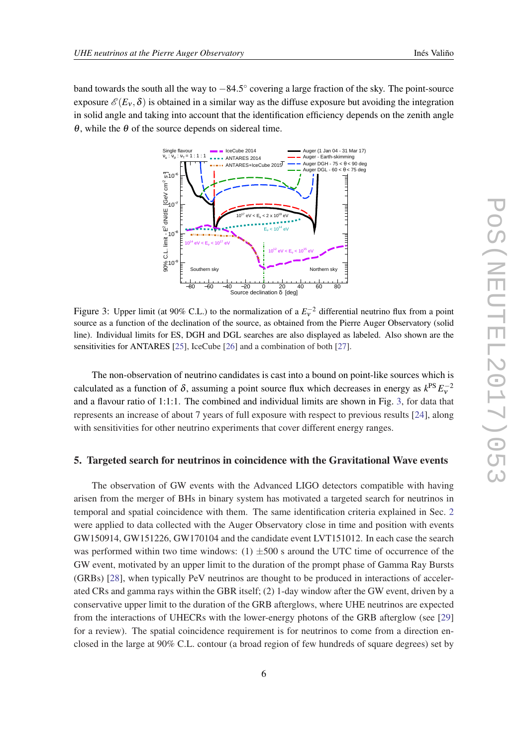band towards the south all the way to $-84.5^{\circ}$ covering a large fraction of the sky. The point-source exposure $\mathscr{E}(E_{\nu},\delta)$ is obtained in a similar way as the diffuse exposure but avoiding the integration in solid angle and taking into account that the identification efficiency depends on the zenith angle $\theta$, while the $\theta$ of the source depends on sidereal time.

Figure 3: Upper limit (at 90% C.L.) to the normalization of a $E_{\nu}^{-2}$ differential neutrino flux from a point source as a function of the declination of the source, as obtained from the Pierre Auger Observatory (solid line). Individual limits for ES, DGH and DGL searches are also displayed as labeled. Also shown are the sensitivities for ANTARES [25], IceCube [26] and a combination of both [27].

The non-observation of neutrino candidates is cast into a bound on point-like sources which is calculated as a function of $\delta$, assuming a point source flux which decreases in energy as $k^{\rm PS} E_{\nu}^{-2}$ and a flavour ratio of 1:1:1. The combined and individual limits are shown in Fig. 3, for data that represents an increase of about 7 years of full exposure with respect to previous results [24], along with sensitivities for other neutrino experiments that cover different energy ranges.

## 5. Targeted search for neutrinos in coincidence with the Gravitational Wave events

The observation of GW events with the Advanced LIGO detectors compatible with having arisen from the merger of BHs in binary system has motivated a targeted search for neutrinos in temporal and spatial coincidence with them. The same identification criteria explained in Sec. 2 were applied to data collected with the Auger Observatory close in time and position with events GW150914, GW151226, GW170104 and the candidate event LVT151012. In each case the search was performed within two time windows: (1) $\pm 500$ s around the UTC time of occurrence of the GW event, motivated by an upper limit to the duration of the prompt phase of Gamma Ray Bursts (GRBs) [28], when typically PeV neutrinos are thought to be produced in interactions of accelerated CRs and gamma rays within the GBR itself; (2) 1-day window after the GW event, driven by a conservative upper limit to the duration of the GRB afterglows, where UHE neutrinos are expected from the interactions of UHECRs with the lower-energy photons of the GRB afterglow (see [29] for a review). The spatial coincidence requirement is for neutrinos to come from a direction enclosed in the large at 90% C.L. contour (a broad region of few hundreds of square degrees) set by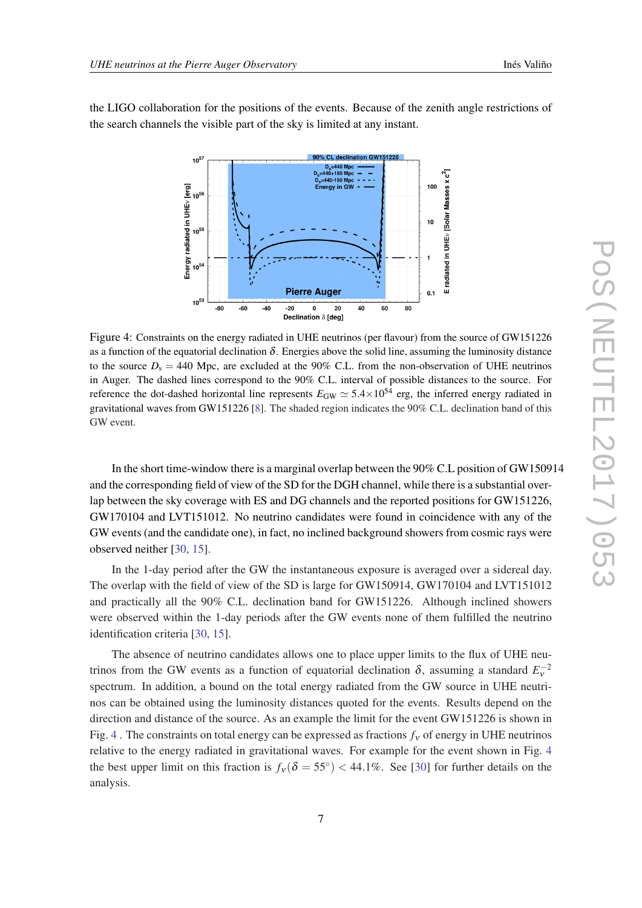the LIGO collaboration for the positions of the events. Because of the zenith angle restrictions of the search channels the visible part of the sky is limited at any instant.

Figure 4: Constraints on the energy radiated in UHE neutrinos (per flavour) from the source of GW151226 as a function of the equatorial declination $\delta$. Energies above the solid line, assuming the luminosity distance to the source $D_s = 440$ Mpc, are excluded at the 90% C.L. from the non-observation of UHE neutrinos in Auger. The dashed lines correspond to the 90% C.L. interval of possible distances to the source. For reference the dot-dashed horizontal line represents $E_{GW} \simeq 5.4\times10^{54}$ erg, the inferred energy radiated in gravitational waves from GW151226 [8]. The shaded region indicates the 90% C.L. declination band of this GW event.

In the short time-window there is a marginal overlap between the 90% C.L position of GW150914 and the corresponding field of view of the SD for the DGH channel, while there is a substantial overlap between the sky coverage with ES and DG channels and the reported positions for GW151226, GW170104 and LVT151012. No neutrino candidates were found in coincidence with any of the GW events (and the candidate one), in fact, no inclined background showers from cosmic rays were observed neither [30, 15].

In the 1-day period after the GW the instantaneous exposure is averaged over a sidereal day. The overlap with the field of view of the SD is large for GW150914, GW170104 and LVT151012 and practically all the 90% C.L. declination band for GW151226. Although inclined showers were observed within the 1-day periods after the GW events none of them fulfilled the neutrino identification criteria [30, 15].

The absence of neutrino candidates allows one to place upper limits to the flux of UHE neutrinos from the GW events as a function of equatorial declination $\delta$, assuming a standard $E_\nu^{-2}$ spectrum. In addition, a bound on the total energy radiated from the GW source in UHE neutrinos can be obtained using the luminosity distances quoted for the events. Results depend on the direction and distance of the source. As an example the limit for the event GW151226 is shown in Fig. 4 . The constraints on total energy can be expressed as fractions $f_\nu$ of energy in UHE neutrinos relative to the energy radiated in gravitational waves. For example for the event shown in Fig. 4 the best upper limit on this fraction is $f_\nu(\delta = 55^\circ) < 44.1\%$. See [30] for further details on the analysis.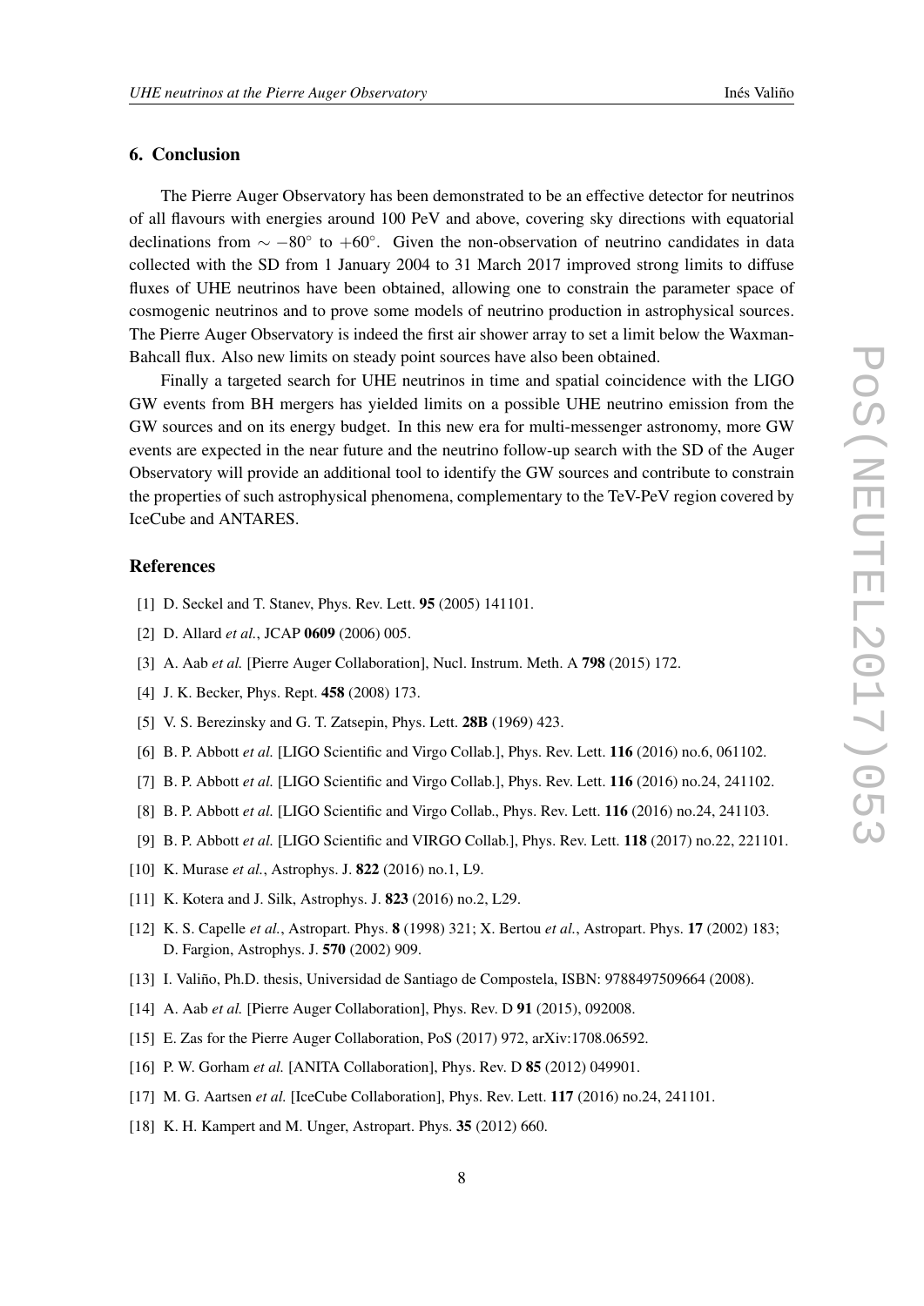## 6. Conclusion

The Pierre Auger Observatory has been demonstrated to be an effective detector for neutrinos of all flavours with energies around 100 PeV and above, covering sky directions with equatorial declinations from $\sim -80^{\circ}$ to $+60^{\circ}$. Given the non-observation of neutrino candidates in data collected with the SD from 1 January 2004 to 31 March 2017 improved strong limits to diffuse fluxes of UHE neutrinos have been obtained, allowing one to constrain the parameter space of cosmogenic neutrinos and to prove some models of neutrino production in astrophysical sources. The Pierre Auger Observatory is indeed the first air shower array to set a limit below the Waxman-Bahcall flux. Also new limits on steady point sources have also been obtained.

Finally a targeted search for UHE neutrinos in time and spatial coincidence with the LIGO GW events from BH mergers has yielded limits on a possible UHE neutrino emission from the GW sources and on its energy budget. In this new era for multi-messenger astronomy, more GW events are expected in the near future and the neutrino follow-up search with the SD of the Auger Observatory will provide an additional tool to identify the GW sources and contribute to constrain the properties of such astrophysical phenomena, complementary to the TeV-PeV region covered by IceCube and ANTARES.

## References

[1] D. Seckel and T. Stanev, Phys. Rev. Lett. **95** (2005) 141101.

[2] D. Allard *et al.*, JCAP **0609** (2006) 005.

[3] A. Aab *et al.* [Pierre Auger Collaboration], Nucl. Instrum. Meth. A **798** (2015) 172.

[4] J. K. Becker, Phys. Rept. **458** (2008) 173.

[5] V. S. Berezinsky and G. T. Zatsepin, Phys. Lett. **28B** (1969) 423.

[6] B. P. Abbott *et al.* [LIGO Scientific and Virgo Collab.], Phys. Rev. Lett. **116** (2016) no.6, 061102.

[7] B. P. Abbott *et al.* [LIGO Scientific and Virgo Collab.], Phys. Rev. Lett. **116** (2016) no.24, 241102.

[8] B. P. Abbott *et al.* [LIGO Scientific and Virgo Collab., Phys. Rev. Lett. **116** (2016) no.24, 241103.

[9] B. P. Abbott *et al.* [LIGO Scientific and VIRGO Collab.], Phys. Rev. Lett. **118** (2017) no.22, 221101.

[10] K. Murase *et al.*, Astrophys. J. **822** (2016) no.1, L9.

[11] K. Kotera and J. Silk, Astrophys. J. **823** (2016) no.2, L29.

[12] K. S. Capelle *et al.*, Astropart. Phys. **8** (1998) 321; X. Bertou *et al.*, Astropart. Phys. **17** (2002) 183; D. Fargion, Astrophys. J. **570** (2002) 909.

[13] I. Valiño, Ph.D. thesis, Universidad de Santiago de Compostela, ISBN: 9788497509664 (2008).

[14] A. Aab *et al.* [Pierre Auger Collaboration], Phys. Rev. D **91** (2015), 092008.

[15] E. Zas for the Pierre Auger Collaboration, PoS (2017) 972, arXiv:1708.06592.

[16] P. W. Gorham *et al.* [ANITA Collaboration], Phys. Rev. D **85** (2012) 049901.

[17] M. G. Aartsen *et al.* [IceCube Collaboration], Phys. Rev. Lett. **117** (2016) no.24, 241101.

[18] K. H. Kampert and M. Unger, Astropart. Phys. **35** (2012) 660.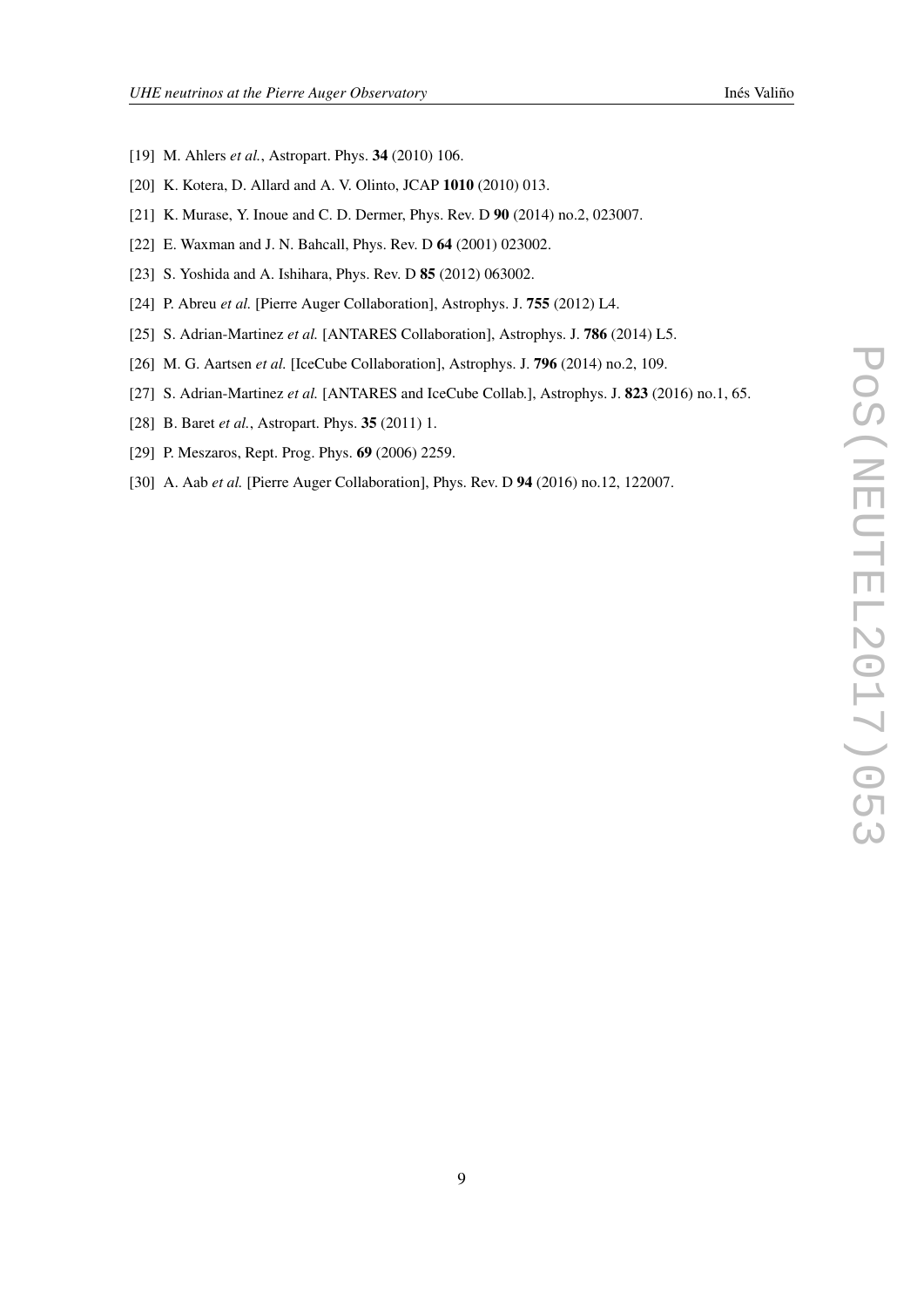[19] M. Ahlers *et al.*, Astropart. Phys. **34** (2010) 106.

[20] K. Kotera, D. Allard and A. V. Olinto, JCAP **1010** (2010) 013.

[21] K. Murase, Y. Inoue and C. D. Dermer, Phys. Rev. D **90** (2014) no.2, 023007.

[22] E. Waxman and J. N. Bahcall, Phys. Rev. D **64** (2001) 023002.

[23] S. Yoshida and A. Ishihara, Phys. Rev. D **85** (2012) 063002.

[24] P. Abreu *et al.* [Pierre Auger Collaboration], Astrophys. J. **755** (2012) L4.

[25] S. Adrian-Martinez *et al.* [ANTARES Collaboration], Astrophys. J. **786** (2014) L5.

[26] M. G. Aartsen *et al.* [IceCube Collaboration], Astrophys. J. **796** (2014) no.2, 109.

[27] S. Adrian-Martinez *et al.* [ANTARES and IceCube Collab.], Astrophys. J. **823** (2016) no.1, 65.

[28] B. Baret *et al.*, Astropart. Phys. **35** (2011) 1.

[29] P. Meszaros, Rept. Prog. Phys. **69** (2006) 2259.

[30] A. Aab *et al.* [Pierre Auger Collaboration], Phys. Rev. D **94** (2016) no.12, 122007.